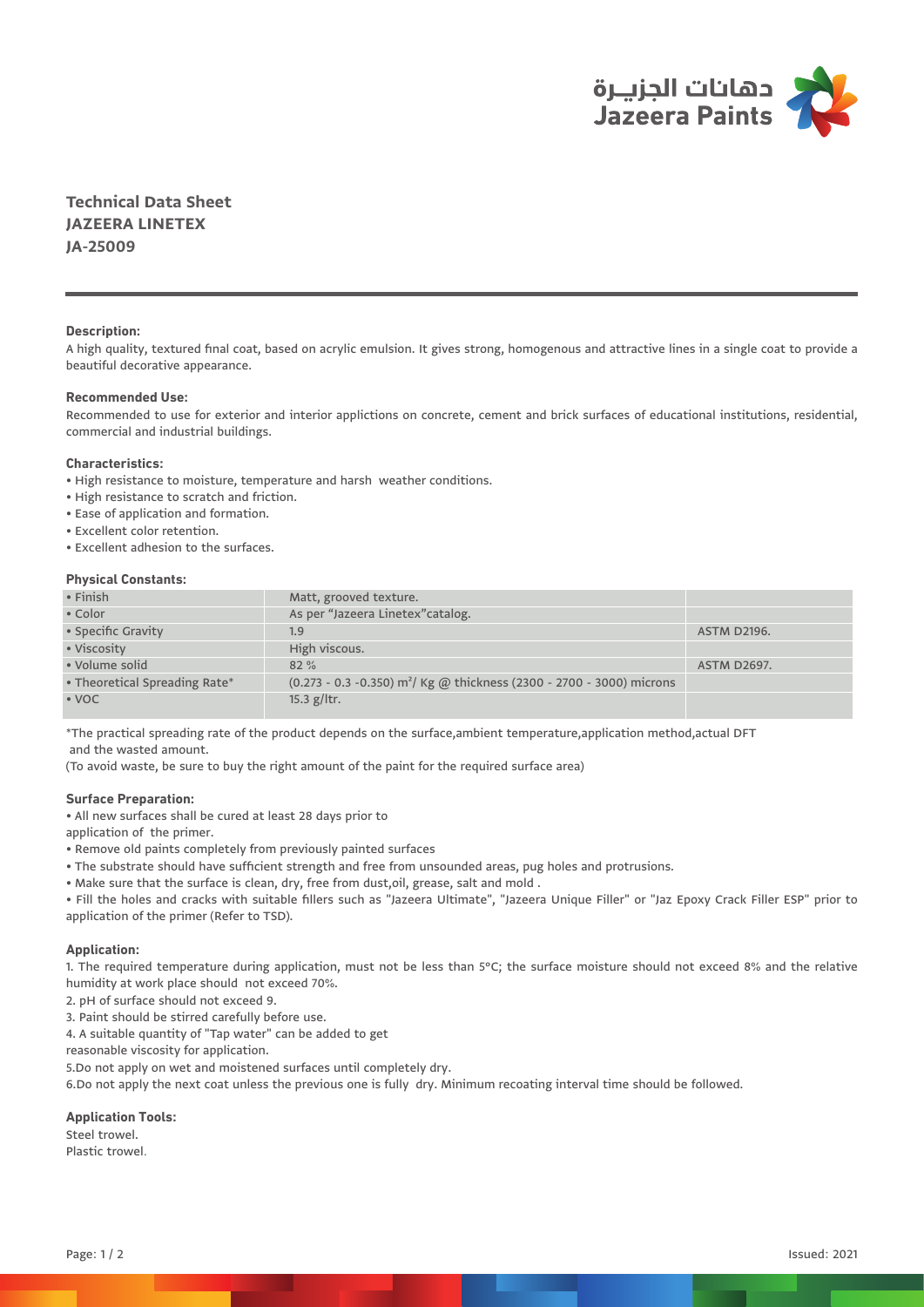دهانات الجزيـرة
Jazeera Paints

# Technical Data Sheet
## JAZEERA LINETEX
## JA-25009

**Description:**

A high quality, textured final coat, based on acrylic emulsion. It gives strong, homogenous and attractive lines in a single coat to provide a beautiful decorative appearance.

**Recommended Use:**

Recommended to use for exterior and interior applictions on concrete, cement and brick surfaces of educational institutions, residential, commercial and industrial buildings.

**Characteristics:**

- High resistance to moisture, temperature and harsh weather conditions.
- High resistance to scratch and friction.
- Ease of application and formation.
- Excellent color retention.
- Excellent adhesion to the surfaces.

**Physical Constants:**

| | | |
|---|---|---|
| • Finish | Matt, grooved texture. | |
| • Color | As per "Jazeera Linetex"catalog. | |
| • Specific Gravity | 1.9 | ASTM D2196. |
| • Viscosity | High viscous. | |
| • Volume solid | 82 % | ASTM D2697. |
| • Theoretical Spreading Rate* | (0.273 - 0.3 -0.350) $m^2$/ Kg @ thickness (2300 - 2700 - 3000) microns | |
| • VOC | 15.3 g/ltr. | |

*The practical spreading rate of the product depends on the surface,ambient temperature,application method,actual DFT and the wasted amount.
(To avoid waste, be sure to buy the right amount of the paint for the required surface area)

**Surface Preparation:**

- All new surfaces shall be cured at least 28 days prior to application of the primer.
- Remove old paints completely from previously painted surfaces
- The substrate should have sufficient strength and free from unsounded areas, pug holes and protrusions.
- Make sure that the surface is clean, dry, free from dust,oil, grease, salt and mold .
- Fill the holes and cracks with suitable fillers such as "Jazeera Ultimate", "Jazeera Unique Filler" or "Jaz Epoxy Crack Filler ESP" prior to application of the primer (Refer to TSD).

**Application:**

1. The required temperature during application, must not be less than 5°C; the surface moisture should not exceed 8% and the relative humidity at work place should not exceed 70%.
2. pH of surface should not exceed 9.
3. Paint should be stirred carefully before use.
4. A suitable quantity of "Tap water" can be added to get reasonable viscosity for application.
5. Do not apply on wet and moistened surfaces until completely dry.
6. Do not apply the next coat unless the previous one is fully dry. Minimum recoating interval time should be followed.

**Application Tools:**

Steel trowel.
Plastic trowel.

Issued: 2021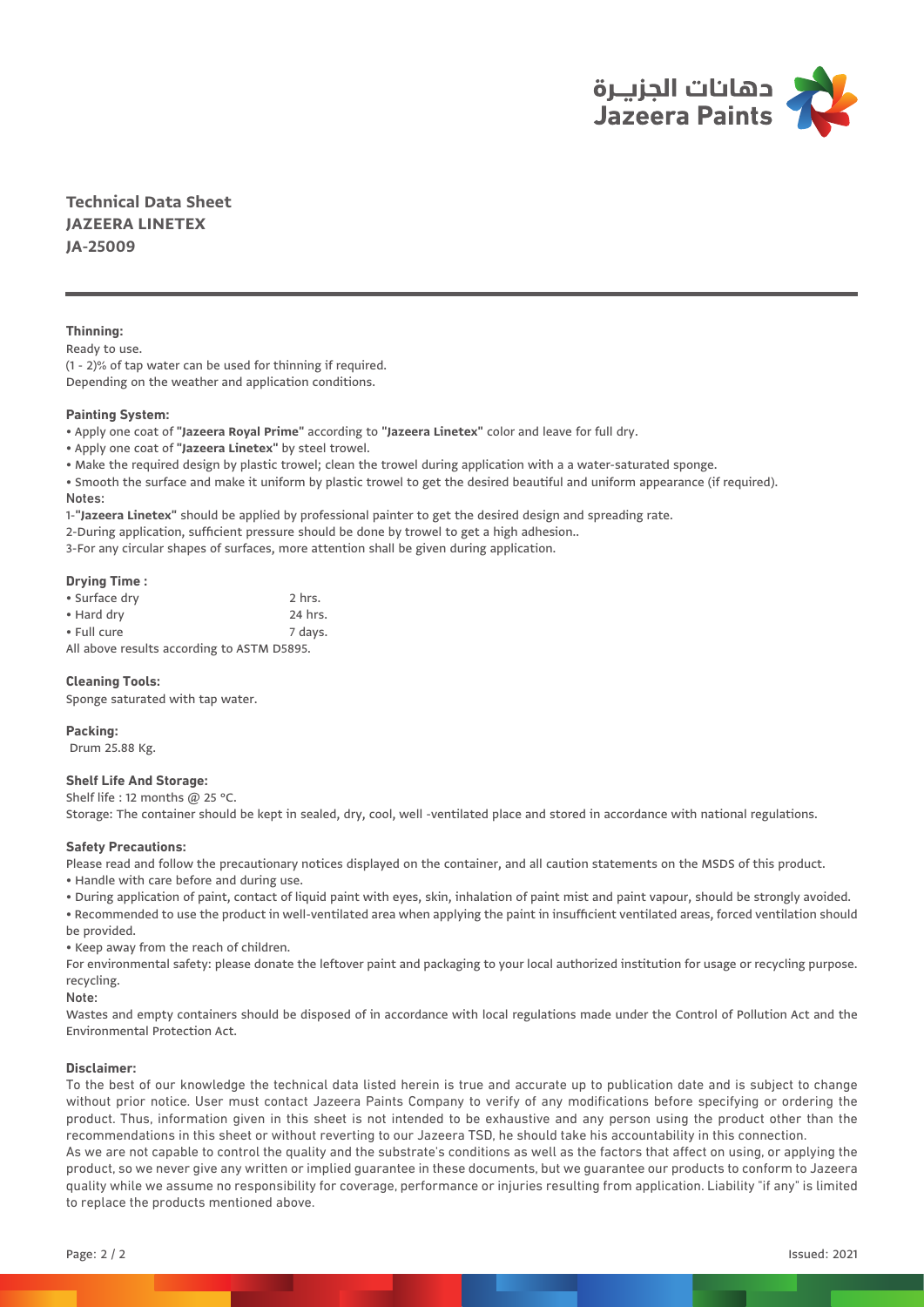**Technical Data Sheet**
**JAZEERA LINETEX**
**JA-25009**

**Thinning:**

Ready to use.
(1 - 2)% of tap water can be used for thinning if required.
Depending on the weather and application conditions.

**Painting System:**

- Apply one coat of **"Jazeera Royal Prime"** according to **"Jazeera Linetex"** color and leave for full dry.
- Apply one coat of **"Jazeera Linetex"** by steel trowel.
- Make the required design by plastic trowel; clean the trowel during application with a a water-saturated sponge.
- Smooth the surface and make it uniform by plastic trowel to get the desired beautiful and uniform appearance (if required).

Notes:

1-**"Jazeera Linetex"** should be applied by professional painter to get the desired design and spreading rate.
2-During application, sufficient pressure should be done by trowel to get a high adhesion..
3-For any circular shapes of surfaces, more attention shall be given during application.

**Drying Time :**

| | |
|---|---|
| • Surface dry | 2 hrs. |
| • Hard dry | 24 hrs. |
| • Full cure | 7 days. |

All above results according to ASTM D5895.

**Cleaning Tools:**

Sponge saturated with tap water.

**Packing:**

Drum 25.88 Kg.

**Shelf Life And Storage:**

Shelf life : 12 months @ 25 °C.
Storage: The container should be kept in sealed, dry, cool, well -ventilated place and stored in accordance with national regulations.

**Safety Precautions:**

Please read and follow the precautionary notices displayed on the container, and all caution statements on the MSDS of this product.

- Handle with care before and during use.
- During application of paint, contact of liquid paint with eyes, skin, inhalation of paint mist and paint vapour, should be strongly avoided.
- Recommended to use the product in well-ventilated area when applying the paint in insufficient ventilated areas, forced ventilation should be provided.
- Keep away from the reach of children.

For environmental safety: please donate the leftover paint and packaging to your local authorized institution for usage or recycling purpose. recycling.

Note:

Wastes and empty containers should be disposed of in accordance with local regulations made under the Control of Pollution Act and the Environmental Protection Act.

**Disclaimer:**

To the best of our knowledge the technical data listed herein is true and accurate up to publication date and is subject to change without prior notice. User must contact Jazeera Paints Company to verify of any modifications before specifying or ordering the product. Thus, information given in this sheet is not intended to be exhaustive and any person using the product other than the recommendations in this sheet or without reverting to our Jazeera TSD, he should take his accountability in this connection.
As we are not capable to control the quality and the substrate's conditions as well as the factors that affect on using, or applying the product, so we never give any written or implied guarantee in these documents, but we guarantee our products to conform to Jazeera quality while we assume no responsibility for coverage, performance or injuries resulting from application. Liability "if any" is limited to replace the products mentioned above.

Issued: 2021